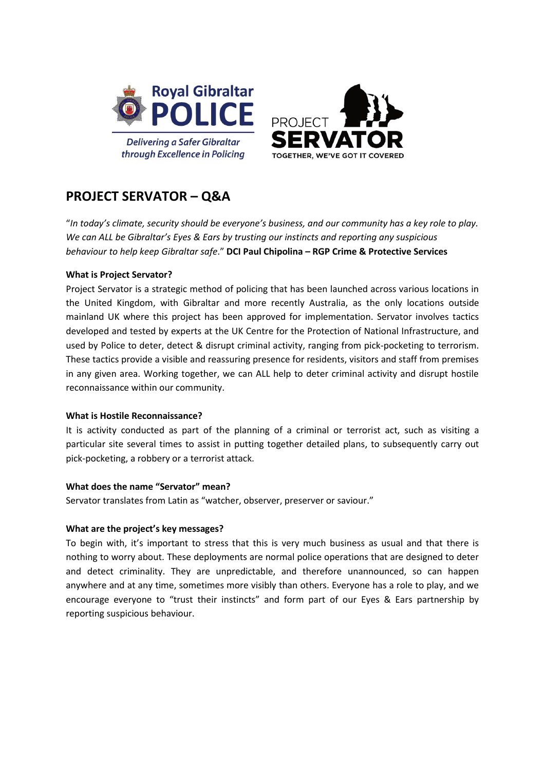Royal Gibraltar POLICE

*Delivering a Safer Gibraltar through Excellence in Policing*

PROJECT SERVATOR

TOGETHER, WE'VE GOT IT COVERED

# PROJECT SERVATOR – Q&A

"*In today's climate, security should be everyone's business, and our community has a key role to play. We can ALL be Gibraltar's Eyes & Ears by trusting our instincts and reporting any suspicious behaviour to help keep Gibraltar safe*." **DCI Paul Chipolina – RGP Crime & Protective Services**

**What is Project Servator?**

Project Servator is a strategic method of policing that has been launched across various locations in the United Kingdom, with Gibraltar and more recently Australia, as the only locations outside mainland UK where this project has been approved for implementation. Servator involves tactics developed and tested by experts at the UK Centre for the Protection of National Infrastructure, and used by Police to deter, detect & disrupt criminal activity, ranging from pick-pocketing to terrorism. These tactics provide a visible and reassuring presence for residents, visitors and staff from premises in any given area. Working together, we can ALL help to deter criminal activity and disrupt hostile reconnaissance within our community.

**What is Hostile Reconnaissance?**

It is activity conducted as part of the planning of a criminal or terrorist act, such as visiting a particular site several times to assist in putting together detailed plans, to subsequently carry out pick-pocketing, a robbery or a terrorist attack.

**What does the name "Servator" mean?**

Servator translates from Latin as "watcher, observer, preserver or saviour."

**What are the project's key messages?**

To begin with, it's important to stress that this is very much business as usual and that there is nothing to worry about. These deployments are normal police operations that are designed to deter and detect criminality. They are unpredictable, and therefore unannounced, so can happen anywhere and at any time, sometimes more visibly than others. Everyone has a role to play, and we encourage everyone to "trust their instincts" and form part of our Eyes & Ears partnership by reporting suspicious behaviour.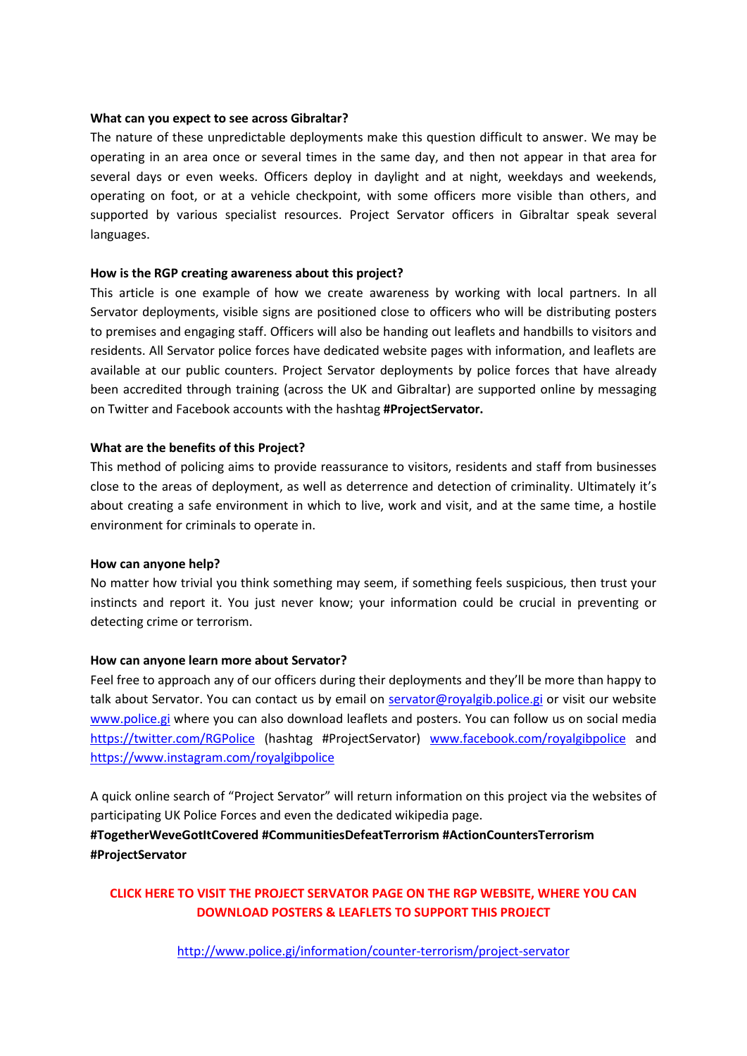**What can you expect to see across Gibraltar?**

The nature of these unpredictable deployments make this question difficult to answer. We may be operating in an area once or several times in the same day, and then not appear in that area for several days or even weeks. Officers deploy in daylight and at night, weekdays and weekends, operating on foot, or at a vehicle checkpoint, with some officers more visible than others, and supported by various specialist resources. Project Servator officers in Gibraltar speak several languages.

**How is the RGP creating awareness about this project?**

This article is one example of how we create awareness by working with local partners. In all Servator deployments, visible signs are positioned close to officers who will be distributing posters to premises and engaging staff. Officers will also be handing out leaflets and handbills to visitors and residents. All Servator police forces have dedicated website pages with information, and leaflets are available at our public counters. Project Servator deployments by police forces that have already been accredited through training (across the UK and Gibraltar) are supported online by messaging on Twitter and Facebook accounts with the hashtag **#ProjectServator.**

**What are the benefits of this Project?**

This method of policing aims to provide reassurance to visitors, residents and staff from businesses close to the areas of deployment, as well as deterrence and detection of criminality. Ultimately it's about creating a safe environment in which to live, work and visit, and at the same time, a hostile environment for criminals to operate in.

**How can anyone help?**

No matter how trivial you think something may seem, if something feels suspicious, then trust your instincts and report it. You just never know; your information could be crucial in preventing or detecting crime or terrorism.

**How can anyone learn more about Servator?**

Feel free to approach any of our officers during their deployments and they'll be more than happy to talk about Servator. You can contact us by email on servator@royalgib.police.gi or visit our website www.police.gi where you can also download leaflets and posters. You can follow us on social media https://twitter.com/RGPolice (hashtag #ProjectServator) www.facebook.com/royalgibpolice and https://www.instagram.com/royalgibpolice

A quick online search of "Project Servator" will return information on this project via the websites of participating UK Police Forces and even the dedicated wikipedia page.

**#TogetherWeveGotItCovered #CommunitiesDefeatTerrorism #ActionCountersTerrorism #ProjectServator**

**CLICK HERE TO VISIT THE PROJECT SERVATOR PAGE ON THE RGP WEBSITE, WHERE YOU CAN DOWNLOAD POSTERS & LEAFLETS TO SUPPORT THIS PROJECT**

http://www.police.gi/information/counter-terrorism/project-servator